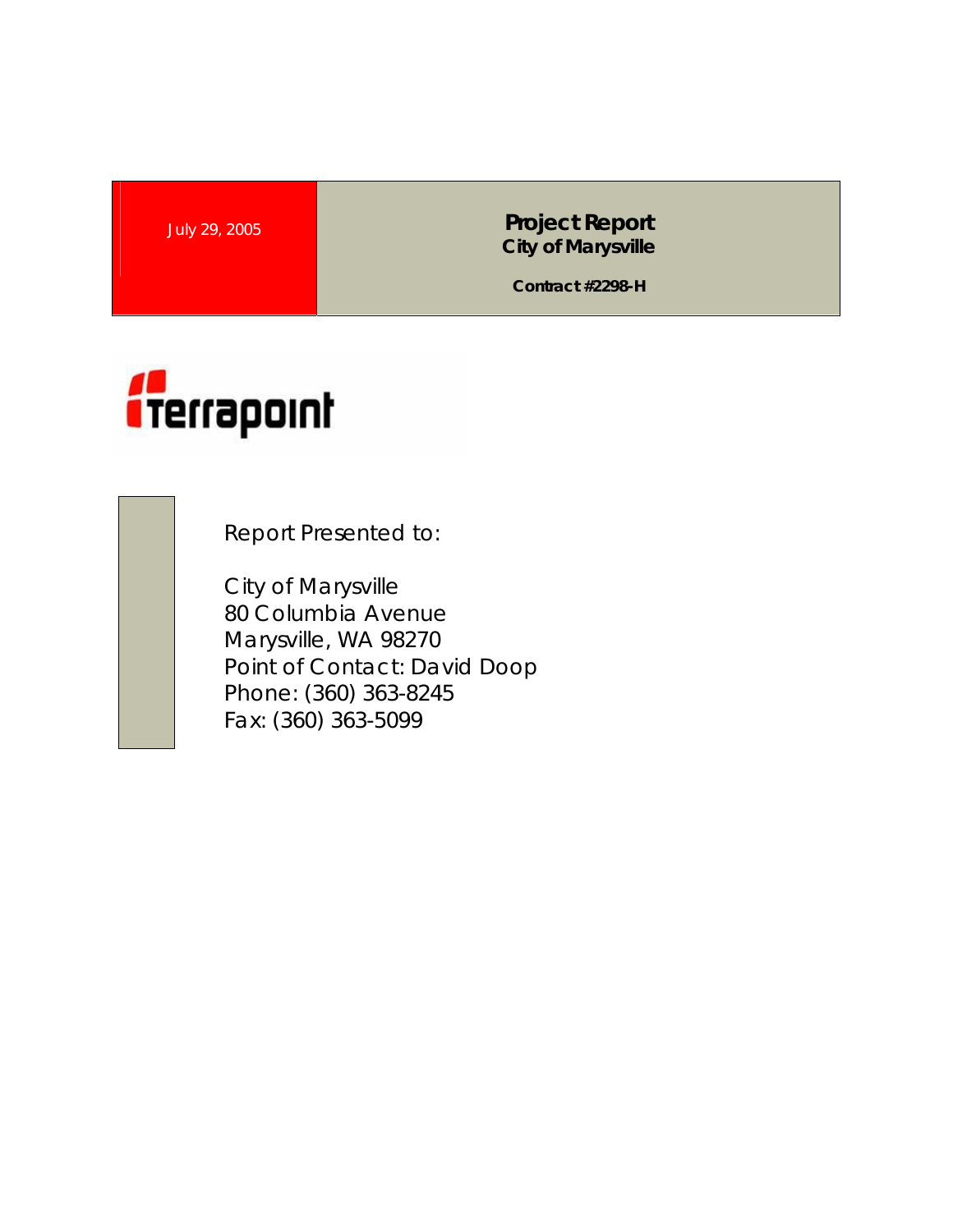July 29, 2005

# Project Report
## City of Marysville

**Contract #2298-H**

terrapoint

Report Presented to:

City of Marysville
80 Columbia Avenue
Marysville, WA 98270
Point of Contact: David Doop
Phone: (360) 363-8245
Fax: (360) 363-5099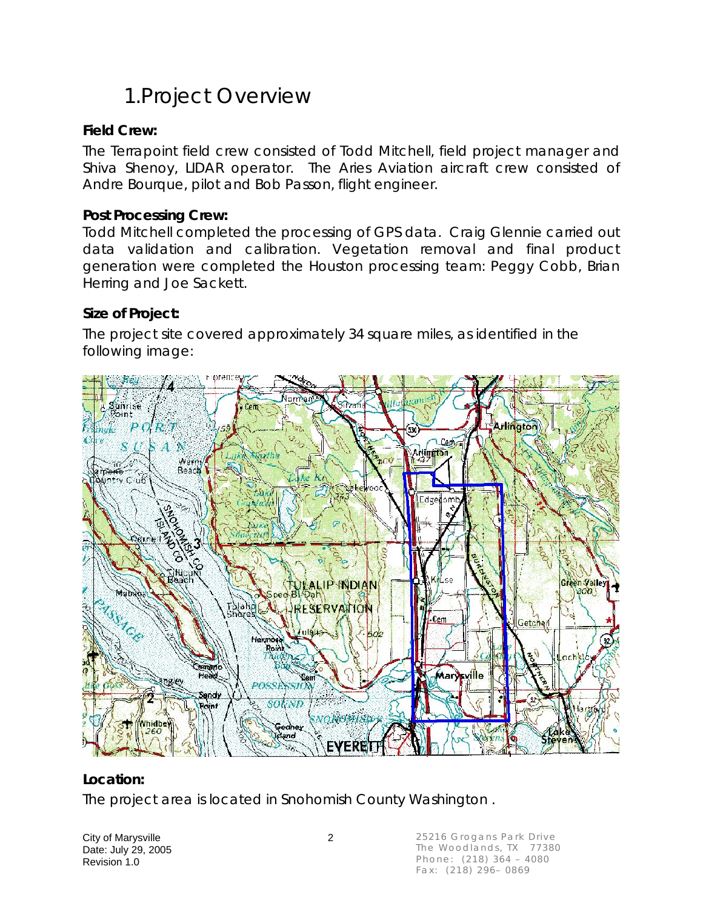# 1. Project Overview

**Field Crew:**

The Terrapoint field crew consisted of Todd Mitchell, field project manager and Shiva Shenoy, LIDAR operator. The Aries Aviation aircraft crew consisted of Andre Bourque, pilot and Bob Passon, flight engineer.

**Post Processing Crew:**

Todd Mitchell completed the processing of GPS data. Craig Glennie carried out data validation and calibration. Vegetation removal and final product generation were completed the Houston processing team: Peggy Cobb, Brian Herring and Joe Sackett.

**Size of Project:**

The project site covered approximately 34 square miles, as identified in the following image:

**Location:**

The project area is located in Snohomish County Washington .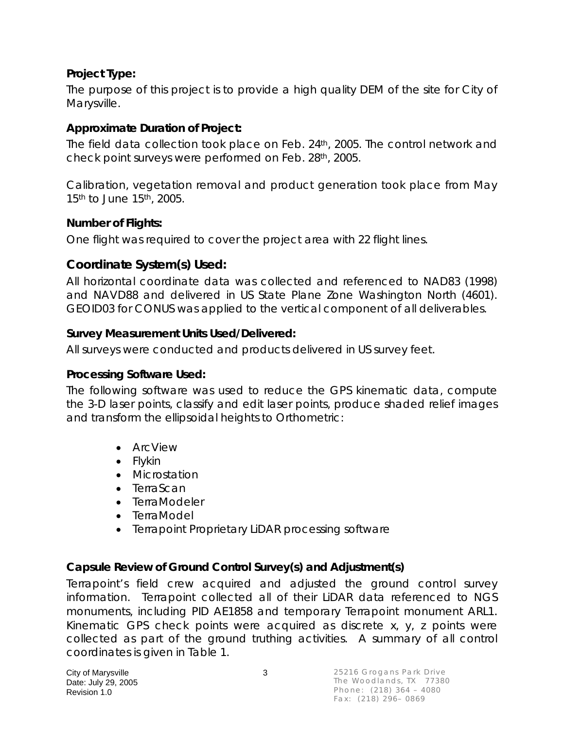### Project Type:

The purpose of this project is to provide a high quality DEM of the site for City of Marysville.

### Approximate Duration of Project:

The field data collection took place on Feb. 24th, 2005. The control network and check point surveys were performed on Feb. 28th, 2005.

Calibration, vegetation removal and product generation took place from May 15th to June 15th, 2005.

### Number of Flights:

One flight was required to cover the project area with 22 flight lines.

## Coordinate System(s) Used:

All horizontal coordinate data was collected and referenced to NAD83 (1998) and NAVD88 and delivered in US State Plane Zone Washington North (4601). GEOID03 for CONUS was applied to the vertical component of all deliverables.

### Survey Measurement Units Used/Delivered:

All surveys were conducted and products delivered in US survey feet.

### Processing Software Used:

The following software was used to reduce the GPS kinematic data, compute the 3-D laser points, classify and edit laser points, produce shaded relief images and transform the ellipsoidal heights to Orthometric:

- ArcView
- Flykin
- Microstation
- TerraScan
- TerraModeler
- TerraModel
- Terrapoint Proprietary LiDAR processing software

### Capsule Review of Ground Control Survey(s) and Adjustment(s)

Terrapoint's field crew acquired and adjusted the ground control survey information. Terrapoint collected all of their LiDAR data referenced to NGS monuments, including PID AE1858 and temporary Terrapoint monument ARL1. Kinematic GPS check points were acquired as discrete x, y, z points were collected as part of the ground truthing activities. A summary of all control coordinates is given in Table 1.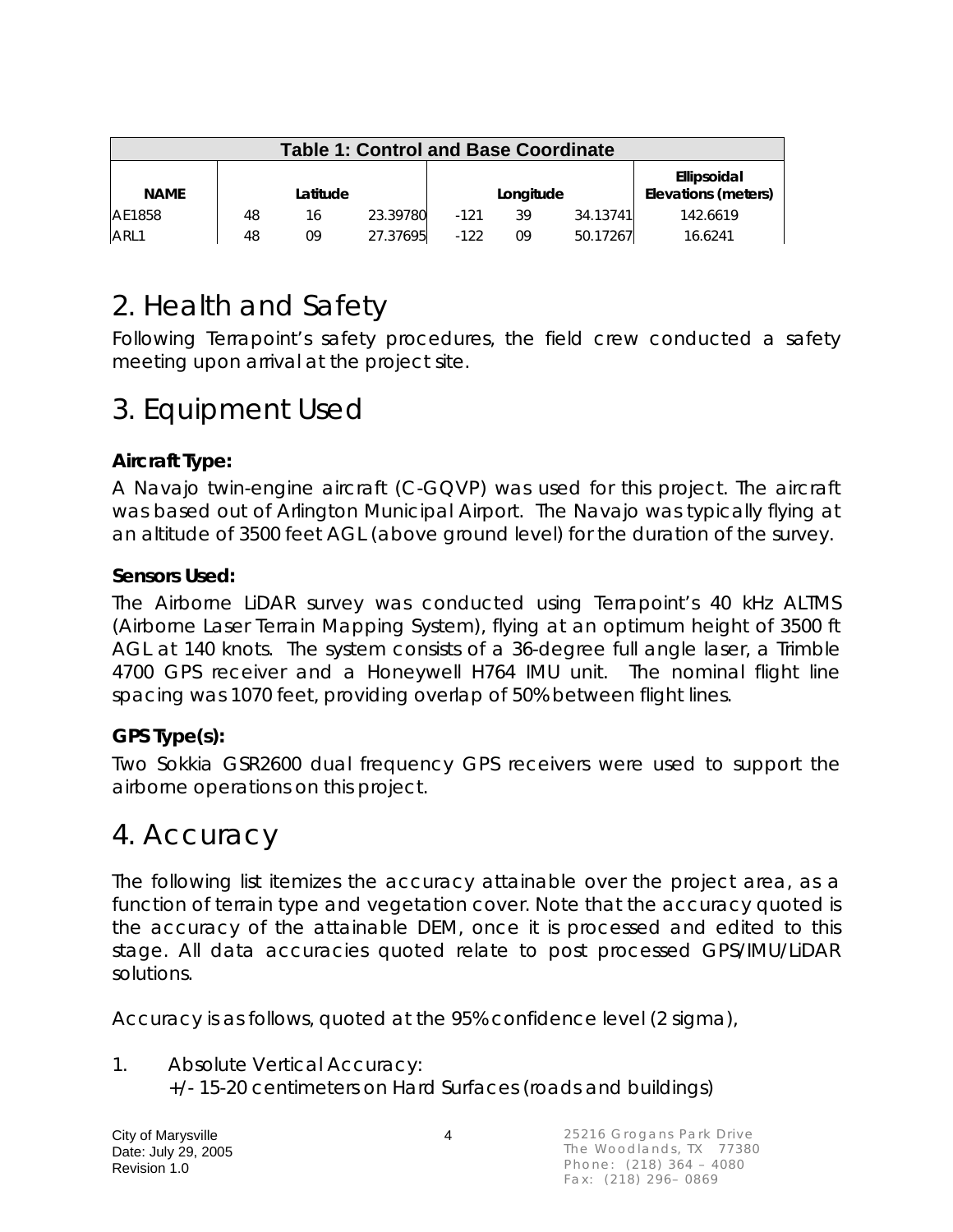| Table 1: Control and Base Coordinate | | | | | | | |
|---|---|---|---|---|---|---|---|
| NAME | Latitude | | | Longitude | | | Ellipsoidal Elevations (meters) |
| AE1858 | 48 | 16 | 23.39780 | -121 | 39 | 34.13741 | 142.6619 |
| ARL1 | 48 | 09 | 27.37695 | -122 | 09 | 50.17267 | 16.6241 |

# 2. Health and Safety

Following Terrapoint's safety procedures, the field crew conducted a safety meeting upon arrival at the project site.

# 3. Equipment Used

### Aircraft Type:

A Navajo twin-engine aircraft (C-GQVP) was used for this project. The aircraft was based out of Arlington Municipal Airport. The Navajo was typically flying at an altitude of 3500 feet AGL (above ground level) for the duration of the survey.

### Sensors Used:

The Airborne LiDAR survey was conducted using Terrapoint's 40 kHz ALTMS (Airborne Laser Terrain Mapping System), flying at an optimum height of 3500 ft AGL at 140 knots. The system consists of a 36-degree full angle laser, a Trimble 4700 GPS receiver and a Honeywell H764 IMU unit. The nominal flight line spacing was 1070 feet, providing overlap of 50% between flight lines.

### GPS Type(s):

Two Sokkia GSR2600 dual frequency GPS receivers were used to support the airborne operations on this project.

# 4. Accuracy

The following list itemizes the accuracy attainable over the project area, as a function of terrain type and vegetation cover. Note that the accuracy quoted is the accuracy of the attainable DEM, once it is processed and edited to this stage. All data accuracies quoted relate to post processed GPS/IMU/LiDAR solutions.

Accuracy is as follows, quoted at the 95% confidence level (2 sigma),

1. Absolute Vertical Accuracy:
   +/- 15-20 centimeters on Hard Surfaces (roads and buildings)

City of Marysville
Date: July 29, 2005
Revision 1.0

25216 Grogans Park Drive
The Woodlands, TX 77380
Phone: (218) 364 – 4080
Fax: (218) 296– 0869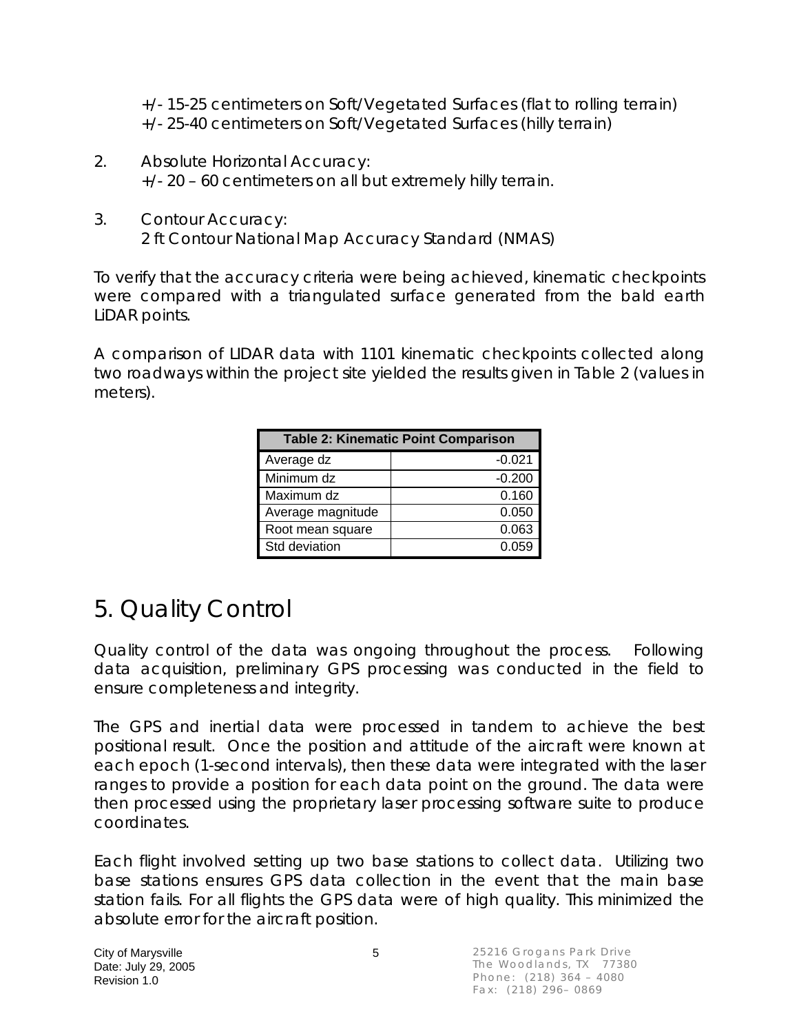+/- 15-25 centimeters on Soft/Vegetated Surfaces (flat to rolling terrain)
+/- 25-40 centimeters on Soft/Vegetated Surfaces (hilly terrain)

2. Absolute Horizontal Accuracy:
   +/- 20 – 60 centimeters on all but extremely hilly terrain.

3. Contour Accuracy:
   2 ft Contour National Map Accuracy Standard (NMAS)

To verify that the accuracy criteria were being achieved, kinematic checkpoints were compared with a triangulated surface generated from the bald earth LiDAR points.

A comparison of LIDAR data with 1101 kinematic checkpoints collected along two roadways within the project site yielded the results given in Table 2 (values in meters).

| Table 2: Kinematic Point Comparison | |
|---|---|
| Average dz | -0.021 |
| Minimum dz | -0.200 |
| Maximum dz | 0.160 |
| Average magnitude | 0.050 |
| Root mean square | 0.063 |
| Std deviation | 0.059 |

# 5. Quality Control

Quality control of the data was ongoing throughout the process. Following data acquisition, preliminary GPS processing was conducted in the field to ensure completeness and integrity.

The GPS and inertial data were processed in tandem to achieve the best positional result. Once the position and attitude of the aircraft were known at each epoch (1-second intervals), then these data were integrated with the laser ranges to provide a position for each data point on the ground. The data were then processed using the proprietary laser processing software suite to produce coordinates.

Each flight involved setting up two base stations to collect data. Utilizing two base stations ensures GPS data collection in the event that the main base station fails. For all flights the GPS data were of high quality. This minimized the absolute error for the aircraft position.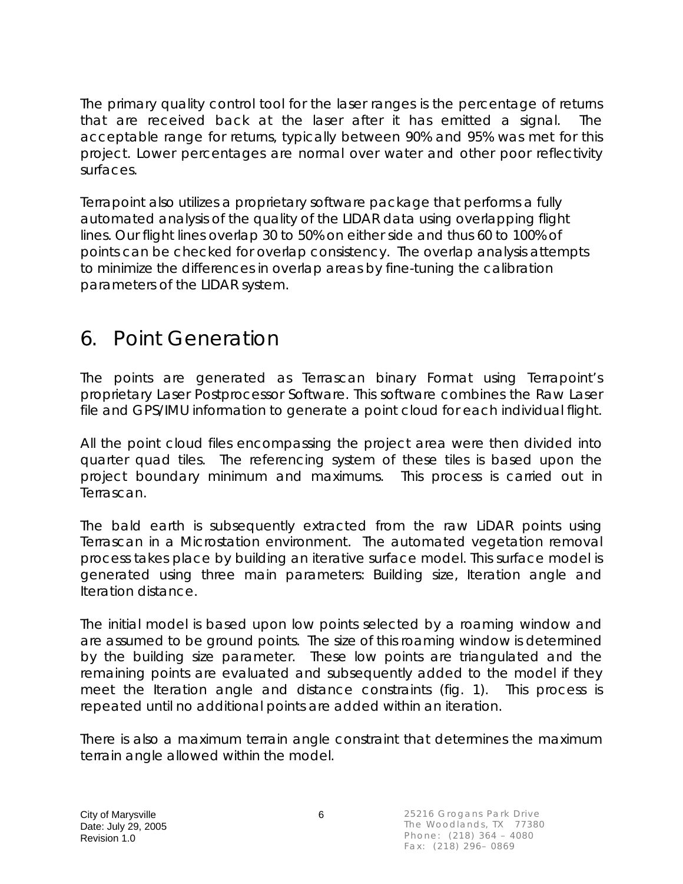The primary quality control tool for the laser ranges is the percentage of returns that are received back at the laser after it has emitted a signal. The acceptable range for returns, typically between 90% and 95% was met for this project. Lower percentages are normal over water and other poor reflectivity surfaces.

Terrapoint also utilizes a proprietary software package that performs a fully automated analysis of the quality of the LIDAR data using overlapping flight lines. Our flight lines overlap 30 to 50% on either side and thus 60 to 100% of points can be checked for overlap consistency. The overlap analysis attempts to minimize the differences in overlap areas by fine-tuning the calibration parameters of the LIDAR system.

# 6. Point Generation

The points are generated as Terrascan binary Format using Terrapoint's proprietary Laser Postprocessor Software. This software combines the Raw Laser file and GPS/IMU information to generate a point cloud for each individual flight.

All the point cloud files encompassing the project area were then divided into quarter quad tiles. The referencing system of these tiles is based upon the project boundary minimum and maximums. This process is carried out in Terrascan.

The bald earth is subsequently extracted from the raw LiDAR points using Terrascan in a Microstation environment. The automated vegetation removal process takes place by building an iterative surface model. This surface model is generated using three main parameters: Building size, Iteration angle and Iteration distance.

The initial model is based upon low points selected by a roaming window and are assumed to be ground points. The size of this roaming window is determined by the building size parameter. These low points are triangulated and the remaining points are evaluated and subsequently added to the model if they meet the Iteration angle and distance constraints (fig. 1). This process is repeated until no additional points are added within an iteration.

There is also a maximum terrain angle constraint that determines the maximum terrain angle allowed within the model.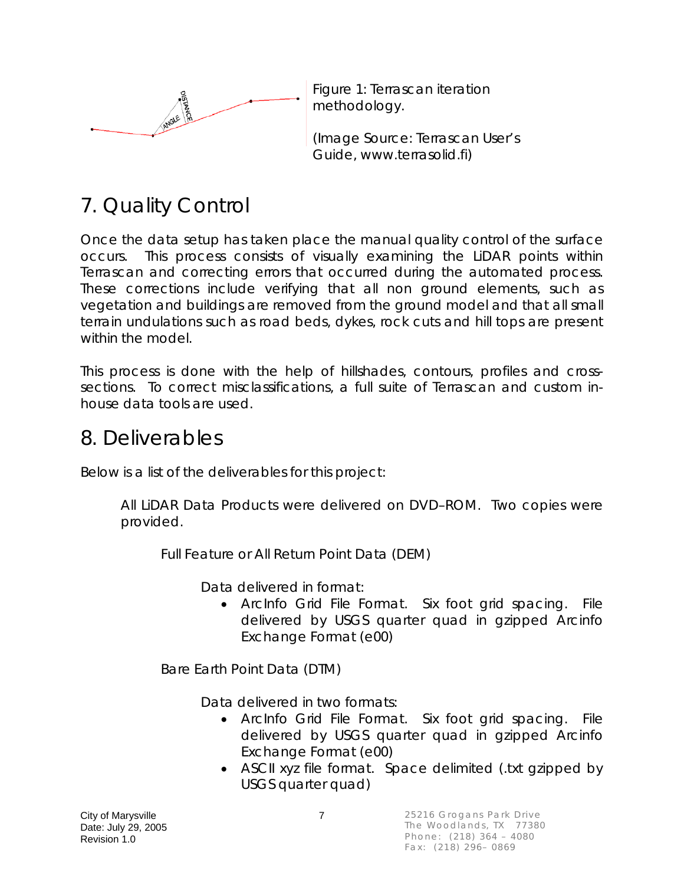Figure 1: Terrascan iteration methodology.

(Image Source: Terrascan User's Guide, www.terrasolid.fi)

# 7. Quality Control

Once the data setup has taken place the manual quality control of the surface occurs. This process consists of visually examining the LiDAR points within Terrascan and correcting errors that occurred during the automated process. These corrections include verifying that all non ground elements, such as vegetation and buildings are removed from the ground model and that all small terrain undulations such as road beds, dykes, rock cuts and hill tops are present within the model.

This process is done with the help of hillshades, contours, profiles and cross-sections. To correct misclassifications, a full suite of Terrascan and custom in-house data tools are used.

# 8. Deliverables

Below is a list of the deliverables for this project:

All LiDAR Data Products were delivered on DVD–ROM. Two copies were provided.

Full Feature or All Return Point Data (DEM)

Data delivered in format:

- ArcInfo Grid File Format. Six foot grid spacing. File delivered by USGS quarter quad in gzipped Arcinfo Exchange Format (e00)

Bare Earth Point Data (DTM)

Data delivered in two formats:

- ArcInfo Grid File Format. Six foot grid spacing. File delivered by USGS quarter quad in gzipped Arcinfo Exchange Format (e00)
- ASCII xyz file format. Space delimited (.txt gzipped by USGS quarter quad)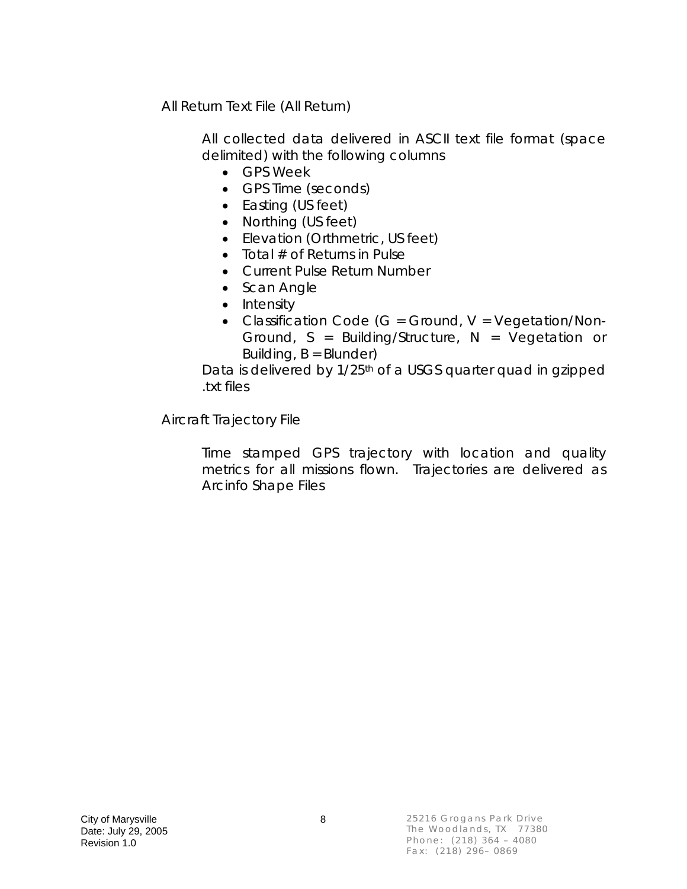All Return Text File (All Return)

All collected data delivered in ASCII text file format (space delimited) with the following columns

- GPS Week
- GPS Time (seconds)
- Easting (US feet)
- Northing (US feet)
- Elevation (Orthmetric, US feet)
- Total # of Returns in Pulse
- Current Pulse Return Number
- Scan Angle
- Intensity
- Classification Code (G = Ground, V = Vegetation/Non-Ground, S = Building/Structure, N = Vegetation or Building, B = Blunder)

Data is delivered by 1/25th of a USGS quarter quad in gzipped .txt files

Aircraft Trajectory File

Time stamped GPS trajectory with location and quality metrics for all missions flown. Trajectories are delivered as Arcinfo Shape Files